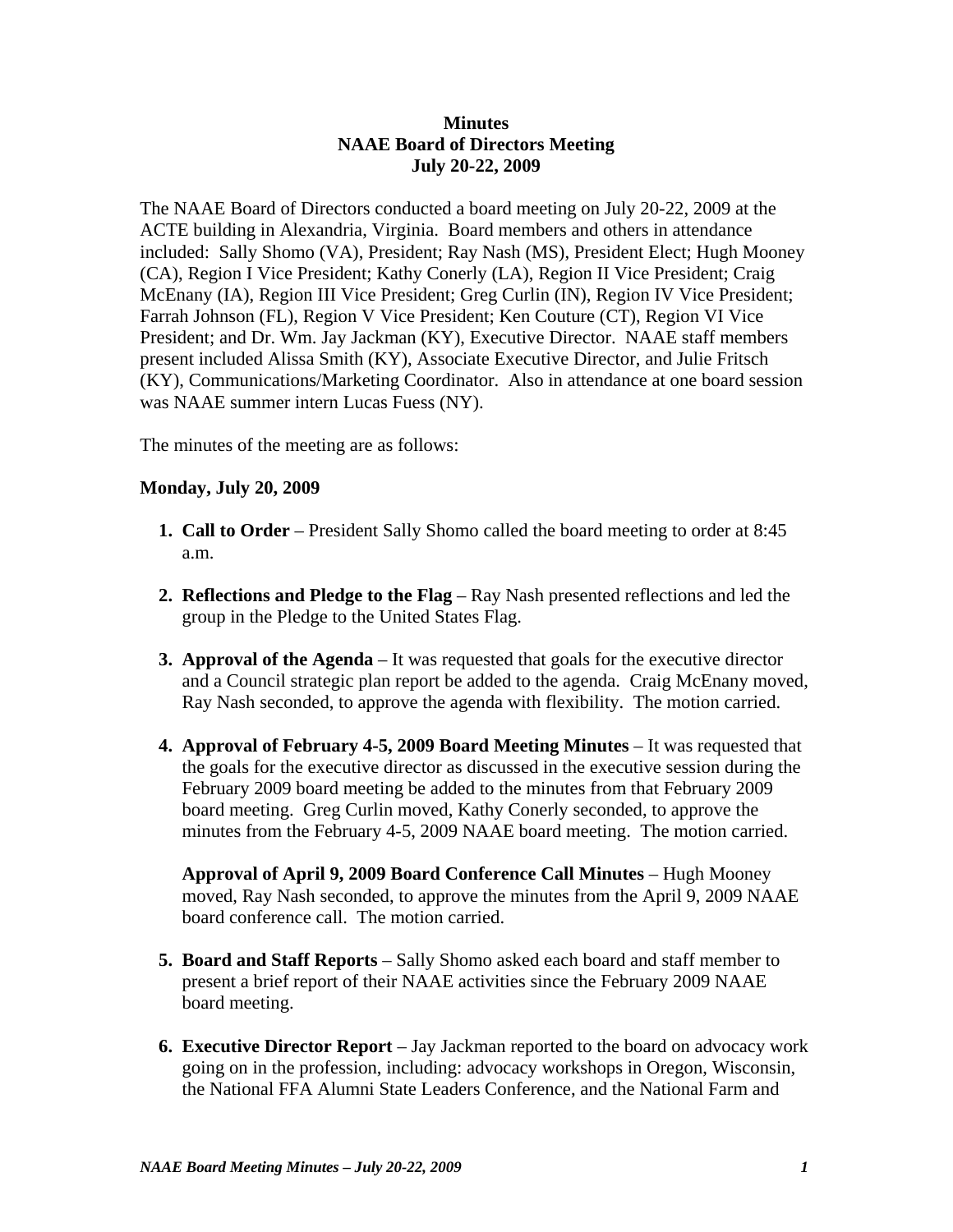**Minutes**
**NAAE Board of Directors Meeting**
**July 20-22, 2009**

The NAAE Board of Directors conducted a board meeting on July 20-22, 2009 at the ACTE building in Alexandria, Virginia. Board members and others in attendance included: Sally Shomo (VA), President; Ray Nash (MS), President Elect; Hugh Mooney (CA), Region I Vice President; Kathy Conerly (LA), Region II Vice President; Craig McEnany (IA), Region III Vice President; Greg Curlin (IN), Region IV Vice President; Farrah Johnson (FL), Region V Vice President; Ken Couture (CT), Region VI Vice President; and Dr. Wm. Jay Jackman (KY), Executive Director. NAAE staff members present included Alissa Smith (KY), Associate Executive Director, and Julie Fritsch (KY), Communications/Marketing Coordinator. Also in attendance at one board session was NAAE summer intern Lucas Fuess (NY).

The minutes of the meeting are as follows:

**Monday, July 20, 2009**

1. **Call to Order** – President Sally Shomo called the board meeting to order at 8:45 a.m.

2. **Reflections and Pledge to the Flag** – Ray Nash presented reflections and led the group in the Pledge to the United States Flag.

3. **Approval of the Agenda** – It was requested that goals for the executive director and a Council strategic plan report be added to the agenda. Craig McEnany moved, Ray Nash seconded, to approve the agenda with flexibility. The motion carried.

4. **Approval of February 4-5, 2009 Board Meeting Minutes** – It was requested that the goals for the executive director as discussed in the executive session during the February 2009 board meeting be added to the minutes from that February 2009 board meeting. Greg Curlin moved, Kathy Conerly seconded, to approve the minutes from the February 4-5, 2009 NAAE board meeting. The motion carried.

   **Approval of April 9, 2009 Board Conference Call Minutes** – Hugh Mooney moved, Ray Nash seconded, to approve the minutes from the April 9, 2009 NAAE board conference call. The motion carried.

5. **Board and Staff Reports** – Sally Shomo asked each board and staff member to present a brief report of their NAAE activities since the February 2009 NAAE board meeting.

6. **Executive Director Report** – Jay Jackman reported to the board on advocacy work going on in the profession, including: advocacy workshops in Oregon, Wisconsin, the National FFA Alumni State Leaders Conference, and the National Farm and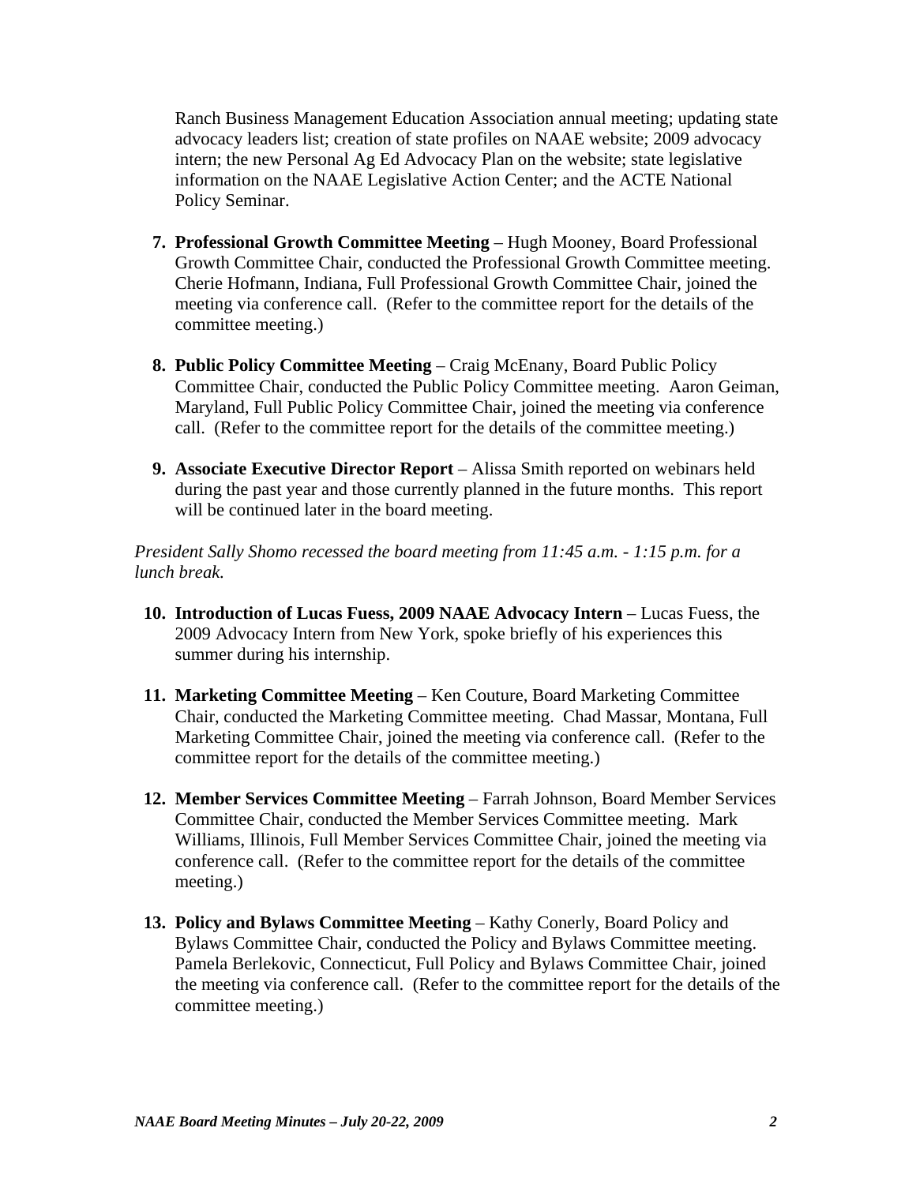Ranch Business Management Education Association annual meeting; updating state advocacy leaders list; creation of state profiles on NAAE website; 2009 advocacy intern; the new Personal Ag Ed Advocacy Plan on the website; state legislative information on the NAAE Legislative Action Center; and the ACTE National Policy Seminar.

7. **Professional Growth Committee Meeting** – Hugh Mooney, Board Professional Growth Committee Chair, conducted the Professional Growth Committee meeting. Cherie Hofmann, Indiana, Full Professional Growth Committee Chair, joined the meeting via conference call. (Refer to the committee report for the details of the committee meeting.)

8. **Public Policy Committee Meeting** – Craig McEnany, Board Public Policy Committee Chair, conducted the Public Policy Committee meeting. Aaron Geiman, Maryland, Full Public Policy Committee Chair, joined the meeting via conference call. (Refer to the committee report for the details of the committee meeting.)

9. **Associate Executive Director Report** – Alissa Smith reported on webinars held during the past year and those currently planned in the future months. This report will be continued later in the board meeting.

*President Sally Shomo recessed the board meeting from 11:45 a.m. - 1:15 p.m. for a lunch break.*

10. **Introduction of Lucas Fuess, 2009 NAAE Advocacy Intern** – Lucas Fuess, the 2009 Advocacy Intern from New York, spoke briefly of his experiences this summer during his internship.

11. **Marketing Committee Meeting** – Ken Couture, Board Marketing Committee Chair, conducted the Marketing Committee meeting. Chad Massar, Montana, Full Marketing Committee Chair, joined the meeting via conference call. (Refer to the committee report for the details of the committee meeting.)

12. **Member Services Committee Meeting** – Farrah Johnson, Board Member Services Committee Chair, conducted the Member Services Committee meeting. Mark Williams, Illinois, Full Member Services Committee Chair, joined the meeting via conference call. (Refer to the committee report for the details of the committee meeting.)

13. **Policy and Bylaws Committee Meeting** – Kathy Conerly, Board Policy and Bylaws Committee Chair, conducted the Policy and Bylaws Committee meeting. Pamela Berlekovic, Connecticut, Full Policy and Bylaws Committee Chair, joined the meeting via conference call. (Refer to the committee report for the details of the committee meeting.)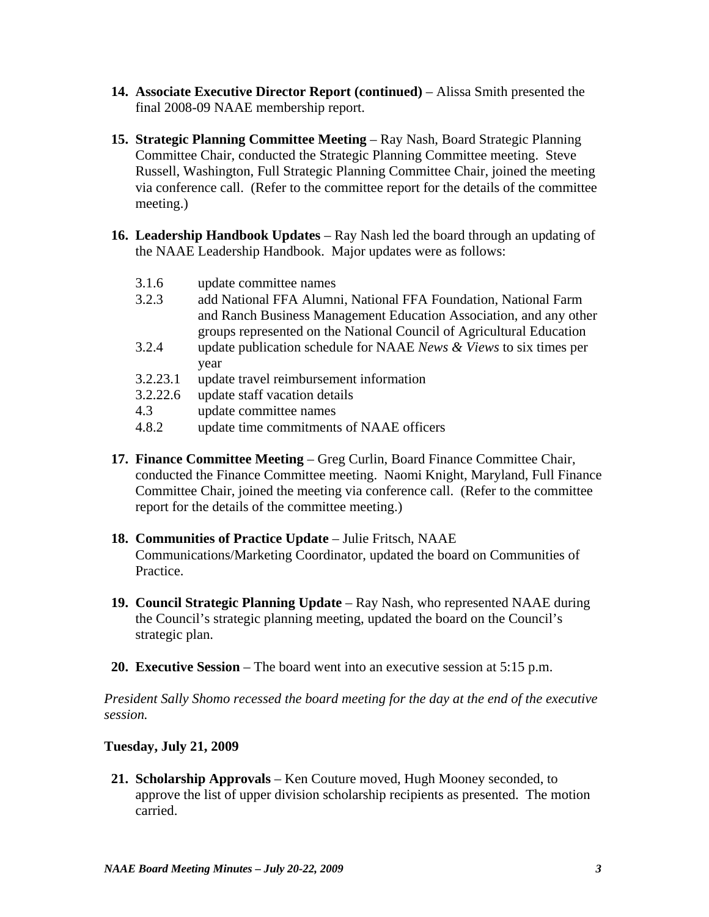14. **Associate Executive Director Report (continued)** – Alissa Smith presented the final 2008-09 NAAE membership report.

15. **Strategic Planning Committee Meeting** – Ray Nash, Board Strategic Planning Committee Chair, conducted the Strategic Planning Committee meeting. Steve Russell, Washington, Full Strategic Planning Committee Chair, joined the meeting via conference call. (Refer to the committee report for the details of the committee meeting.)

16. **Leadership Handbook Updates** – Ray Nash led the board through an updating of the NAAE Leadership Handbook. Major updates were as follows:

    - 3.1.6 update committee names
    - 3.2.3 add National FFA Alumni, National FFA Foundation, National Farm and Ranch Business Management Education Association, and any other groups represented on the National Council of Agricultural Education
    - 3.2.4 update publication schedule for NAAE *News & Views* to six times per year
    - 3.2.23.1 update travel reimbursement information
    - 3.2.22.6 update staff vacation details
    - 4.3 update committee names
    - 4.8.2 update time commitments of NAAE officers

17. **Finance Committee Meeting** – Greg Curlin, Board Finance Committee Chair, conducted the Finance Committee meeting. Naomi Knight, Maryland, Full Finance Committee Chair, joined the meeting via conference call. (Refer to the committee report for the details of the committee meeting.)

18. **Communities of Practice Update** – Julie Fritsch, NAAE Communications/Marketing Coordinator, updated the board on Communities of Practice.

19. **Council Strategic Planning Update** – Ray Nash, who represented NAAE during the Council's strategic planning meeting, updated the board on the Council's strategic plan.

20. **Executive Session** – The board went into an executive session at 5:15 p.m.

*President Sally Shomo recessed the board meeting for the day at the end of the executive session.*

**Tuesday, July 21, 2009**

21. **Scholarship Approvals** – Ken Couture moved, Hugh Mooney seconded, to approve the list of upper division scholarship recipients as presented. The motion carried.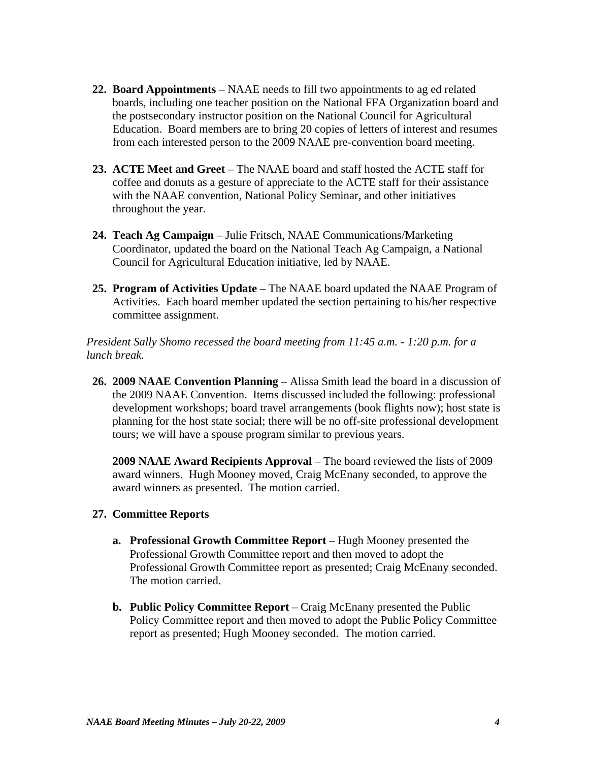22. **Board Appointments** – NAAE needs to fill two appointments to ag ed related boards, including one teacher position on the National FFA Organization board and the postsecondary instructor position on the National Council for Agricultural Education. Board members are to bring 20 copies of letters of interest and resumes from each interested person to the 2009 NAAE pre-convention board meeting.

23. **ACTE Meet and Greet** – The NAAE board and staff hosted the ACTE staff for coffee and donuts as a gesture of appreciate to the ACTE staff for their assistance with the NAAE convention, National Policy Seminar, and other initiatives throughout the year.

24. **Teach Ag Campaign** – Julie Fritsch, NAAE Communications/Marketing Coordinator, updated the board on the National Teach Ag Campaign, a National Council for Agricultural Education initiative, led by NAAE.

25. **Program of Activities Update** – The NAAE board updated the NAAE Program of Activities. Each board member updated the section pertaining to his/her respective committee assignment.

*President Sally Shomo recessed the board meeting from 11:45 a.m. - 1:20 p.m. for a lunch break.*

26. **2009 NAAE Convention Planning** – Alissa Smith lead the board in a discussion of the 2009 NAAE Convention. Items discussed included the following: professional development workshops; board travel arrangements (book flights now); host state is planning for the host state social; there will be no off-site professional development tours; we will have a spouse program similar to previous years.

    **2009 NAAE Award Recipients Approval** – The board reviewed the lists of 2009 award winners. Hugh Mooney moved, Craig McEnany seconded, to approve the award winners as presented. The motion carried.

27. **Committee Reports**

    a. **Professional Growth Committee Report** – Hugh Mooney presented the Professional Growth Committee report and then moved to adopt the Professional Growth Committee report as presented; Craig McEnany seconded. The motion carried.

    b. **Public Policy Committee Report** – Craig McEnany presented the Public Policy Committee report and then moved to adopt the Public Policy Committee report as presented; Hugh Mooney seconded. The motion carried.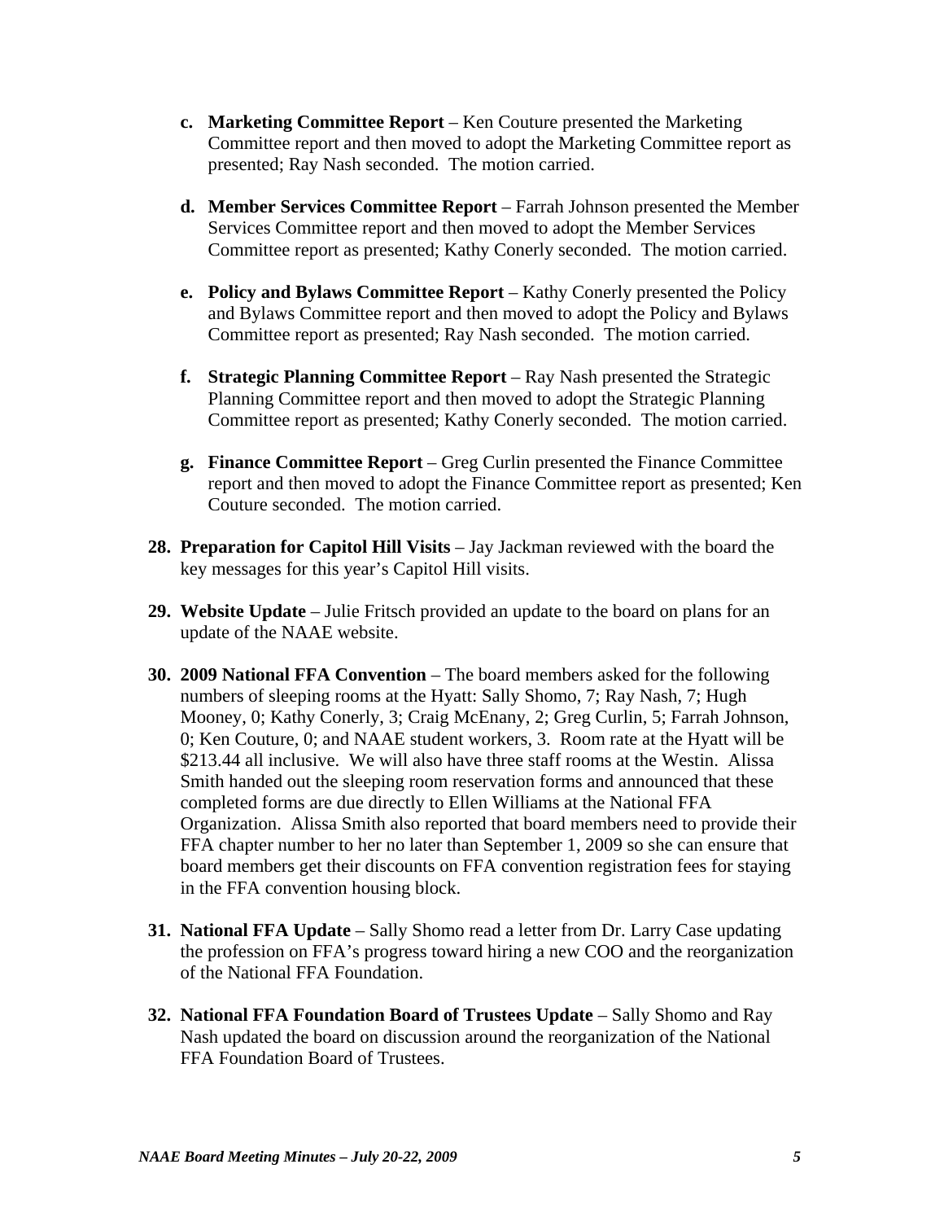c. **Marketing Committee Report** – Ken Couture presented the Marketing Committee report and then moved to adopt the Marketing Committee report as presented; Ray Nash seconded. The motion carried.

   d. **Member Services Committee Report** – Farrah Johnson presented the Member Services Committee report and then moved to adopt the Member Services Committee report as presented; Kathy Conerly seconded. The motion carried.

   e. **Policy and Bylaws Committee Report** – Kathy Conerly presented the Policy and Bylaws Committee report and then moved to adopt the Policy and Bylaws Committee report as presented; Ray Nash seconded. The motion carried.

   f. **Strategic Planning Committee Report** – Ray Nash presented the Strategic Planning Committee report and then moved to adopt the Strategic Planning Committee report as presented; Kathy Conerly seconded. The motion carried.

   g. **Finance Committee Report** – Greg Curlin presented the Finance Committee report and then moved to adopt the Finance Committee report as presented; Ken Couture seconded. The motion carried.

28. **Preparation for Capitol Hill Visits** – Jay Jackman reviewed with the board the key messages for this year's Capitol Hill visits.

29. **Website Update** – Julie Fritsch provided an update to the board on plans for an update of the NAAE website.

30. **2009 National FFA Convention** – The board members asked for the following numbers of sleeping rooms at the Hyatt: Sally Shomo, 7; Ray Nash, 7; Hugh Mooney, 0; Kathy Conerly, 3; Craig McEnany, 2; Greg Curlin, 5; Farrah Johnson, 0; Ken Couture, 0; and NAAE student workers, 3. Room rate at the Hyatt will be $213.44 all inclusive. We will also have three staff rooms at the Westin. Alissa Smith handed out the sleeping room reservation forms and announced that these completed forms are due directly to Ellen Williams at the National FFA Organization. Alissa Smith also reported that board members need to provide their FFA chapter number to her no later than September 1, 2009 so she can ensure that board members get their discounts on FFA convention registration fees for staying in the FFA convention housing block.

31. **National FFA Update** – Sally Shomo read a letter from Dr. Larry Case updating the profession on FFA's progress toward hiring a new COO and the reorganization of the National FFA Foundation.

32. **National FFA Foundation Board of Trustees Update** – Sally Shomo and Ray Nash updated the board on discussion around the reorganization of the National FFA Foundation Board of Trustees.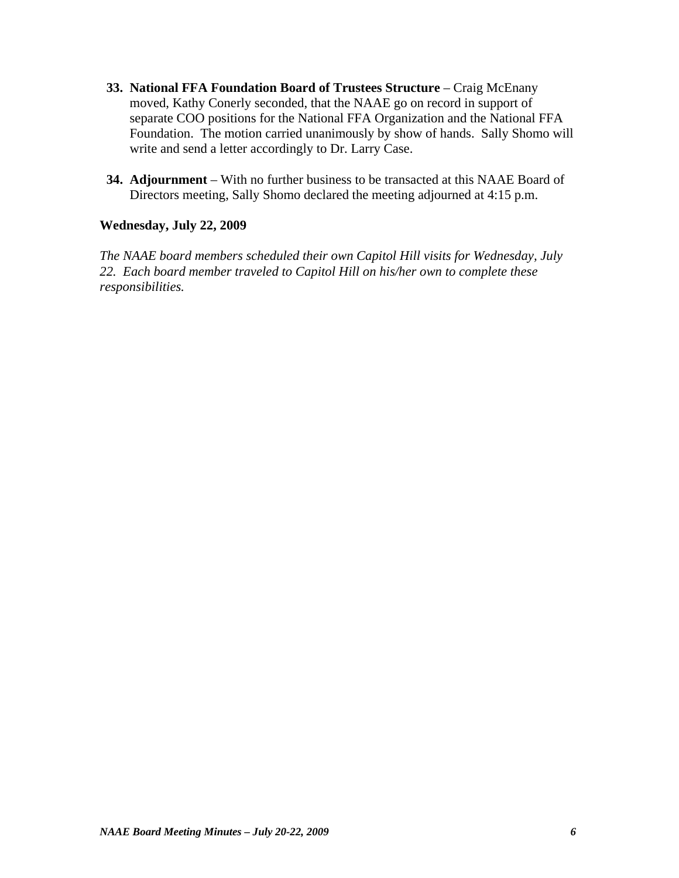33. **National FFA Foundation Board of Trustees Structure** – Craig McEnany moved, Kathy Conerly seconded, that the NAAE go on record in support of separate COO positions for the National FFA Organization and the National FFA Foundation. The motion carried unanimously by show of hands. Sally Shomo will write and send a letter accordingly to Dr. Larry Case.

34. **Adjournment** – With no further business to be transacted at this NAAE Board of Directors meeting, Sally Shomo declared the meeting adjourned at 4:15 p.m.

**Wednesday, July 22, 2009**

*The NAAE board members scheduled their own Capitol Hill visits for Wednesday, July 22. Each board member traveled to Capitol Hill on his/her own to complete these responsibilities.*